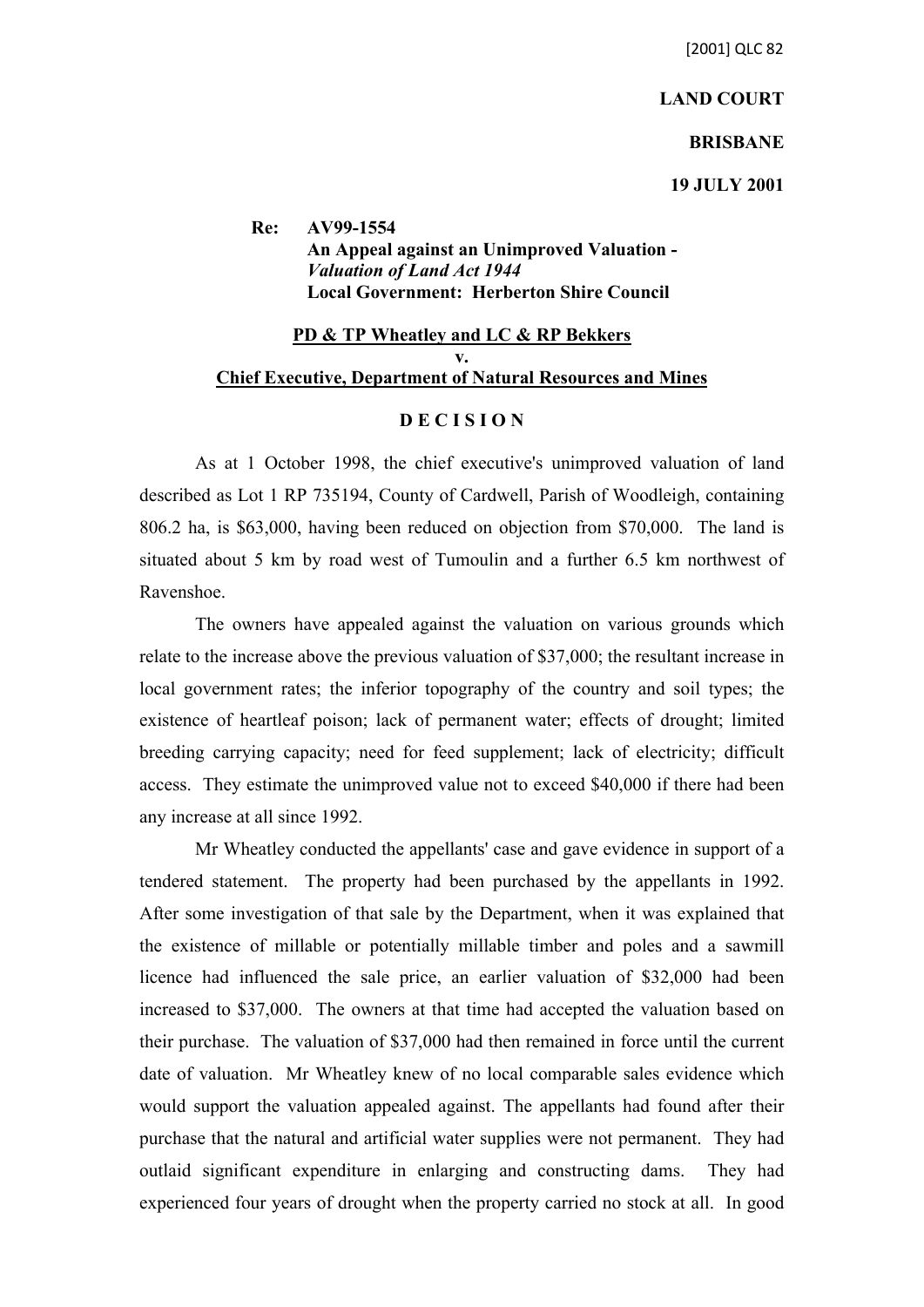[2001] QLC 82

**LAND COURT**

**BRISBANE**

**19 JULY 2001**

**Re: AV99-1554**
**An Appeal against an Unimproved Valuation -** ***Valuation of Land Act 1944***
**Local Government: Herberton Shire Council**

**PD & TP Wheatley and LC & RP Bekkers**
**v.**
**Chief Executive, Department of Natural Resources and Mines**

**D E C I S I O N**

As at 1 October 1998, the chief executive's unimproved valuation of land described as Lot 1 RP 735194, County of Cardwell, Parish of Woodleigh, containing 806.2 ha, is $63,000, having been reduced on objection from $70,000. The land is situated about 5 km by road west of Tumoulin and a further 6.5 km northwest of Ravenshoe.

The owners have appealed against the valuation on various grounds which relate to the increase above the previous valuation of $37,000; the resultant increase in local government rates; the inferior topography of the country and soil types; the existence of heartleaf poison; lack of permanent water; effects of drought; limited breeding carrying capacity; need for feed supplement; lack of electricity; difficult access. They estimate the unimproved value not to exceed $40,000 if there had been any increase at all since 1992.

Mr Wheatley conducted the appellants' case and gave evidence in support of a tendered statement. The property had been purchased by the appellants in 1992. After some investigation of that sale by the Department, when it was explained that the existence of millable or potentially millable timber and poles and a sawmill licence had influenced the sale price, an earlier valuation of $32,000 had been increased to $37,000. The owners at that time had accepted the valuation based on their purchase. The valuation of $37,000 had then remained in force until the current date of valuation. Mr Wheatley knew of no local comparable sales evidence which would support the valuation appealed against. The appellants had found after their purchase that the natural and artificial water supplies were not permanent. They had outlaid significant expenditure in enlarging and constructing dams. They had experienced four years of drought when the property carried no stock at all. In good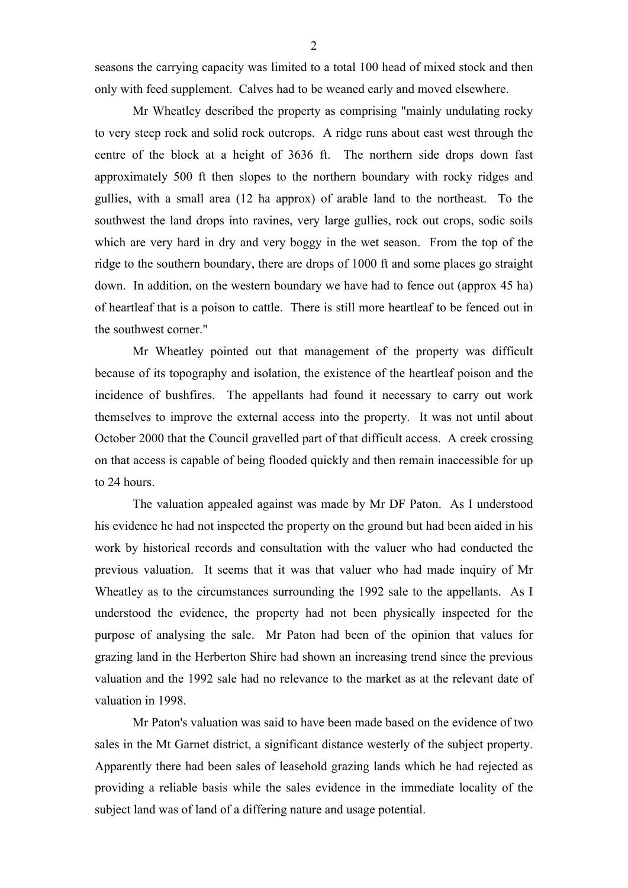seasons the carrying capacity was limited to a total 100 head of mixed stock and then only with feed supplement. Calves had to be weaned early and moved elsewhere.

Mr Wheatley described the property as comprising "mainly undulating rocky to very steep rock and solid rock outcrops. A ridge runs about east west through the centre of the block at a height of 3636 ft. The northern side drops down fast approximately 500 ft then slopes to the northern boundary with rocky ridges and gullies, with a small area (12 ha approx) of arable land to the northeast. To the southwest the land drops into ravines, very large gullies, rock out crops, sodic soils which are very hard in dry and very boggy in the wet season. From the top of the ridge to the southern boundary, there are drops of 1000 ft and some places go straight down. In addition, on the western boundary we have had to fence out (approx 45 ha) of heartleaf that is a poison to cattle. There is still more heartleaf to be fenced out in the southwest corner."

Mr Wheatley pointed out that management of the property was difficult because of its topography and isolation, the existence of the heartleaf poison and the incidence of bushfires. The appellants had found it necessary to carry out work themselves to improve the external access into the property. It was not until about October 2000 that the Council gravelled part of that difficult access. A creek crossing on that access is capable of being flooded quickly and then remain inaccessible for up to 24 hours.

The valuation appealed against was made by Mr DF Paton. As I understood his evidence he had not inspected the property on the ground but had been aided in his work by historical records and consultation with the valuer who had conducted the previous valuation. It seems that it was that valuer who had made inquiry of Mr Wheatley as to the circumstances surrounding the 1992 sale to the appellants. As I understood the evidence, the property had not been physically inspected for the purpose of analysing the sale. Mr Paton had been of the opinion that values for grazing land in the Herberton Shire had shown an increasing trend since the previous valuation and the 1992 sale had no relevance to the market as at the relevant date of valuation in 1998.

Mr Paton's valuation was said to have been made based on the evidence of two sales in the Mt Garnet district, a significant distance westerly of the subject property. Apparently there had been sales of leasehold grazing lands which he had rejected as providing a reliable basis while the sales evidence in the immediate locality of the subject land was of land of a differing nature and usage potential.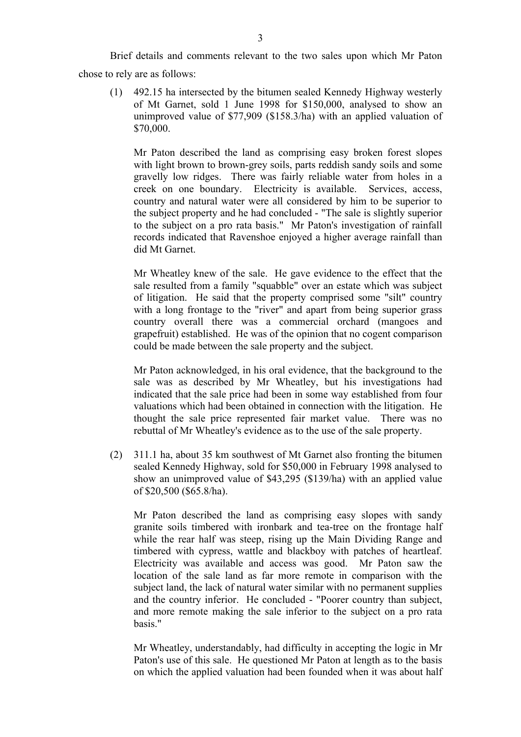Brief details and comments relevant to the two sales upon which Mr Paton chose to rely are as follows:

(1) 492.15 ha intersected by the bitumen sealed Kennedy Highway westerly of Mt Garnet, sold 1 June 1998 for $150,000, analysed to show an unimproved value of $77,909 ($158.3/ha) with an applied valuation of $70,000.

Mr Paton described the land as comprising easy broken forest slopes with light brown to brown-grey soils, parts reddish sandy soils and some gravelly low ridges. There was fairly reliable water from holes in a creek on one boundary. Electricity is available. Services, access, country and natural water were all considered by him to be superior to the subject property and he had concluded - "The sale is slightly superior to the subject on a pro rata basis." Mr Paton's investigation of rainfall records indicated that Ravenshoe enjoyed a higher average rainfall than did Mt Garnet.

Mr Wheatley knew of the sale. He gave evidence to the effect that the sale resulted from a family "squabble" over an estate which was subject of litigation. He said that the property comprised some "silt" country with a long frontage to the "river" and apart from being superior grass country overall there was a commercial orchard (mangoes and grapefruit) established. He was of the opinion that no cogent comparison could be made between the sale property and the subject.

Mr Paton acknowledged, in his oral evidence, that the background to the sale was as described by Mr Wheatley, but his investigations had indicated that the sale price had been in some way established from four valuations which had been obtained in connection with the litigation. He thought the sale price represented fair market value. There was no rebuttal of Mr Wheatley's evidence as to the use of the sale property.

(2) 311.1 ha, about 35 km southwest of Mt Garnet also fronting the bitumen sealed Kennedy Highway, sold for $50,000 in February 1998 analysed to show an unimproved value of $43,295 ($139/ha) with an applied value of $20,500 ($65.8/ha).

Mr Paton described the land as comprising easy slopes with sandy granite soils timbered with ironbark and tea-tree on the frontage half while the rear half was steep, rising up the Main Dividing Range and timbered with cypress, wattle and blackboy with patches of heartleaf. Electricity was available and access was good. Mr Paton saw the location of the sale land as far more remote in comparison with the subject land, the lack of natural water similar with no permanent supplies and the country inferior. He concluded - "Poorer country than subject, and more remote making the sale inferior to the subject on a pro rata basis."

Mr Wheatley, understandably, had difficulty in accepting the logic in Mr Paton's use of this sale. He questioned Mr Paton at length as to the basis on which the applied valuation had been founded when it was about half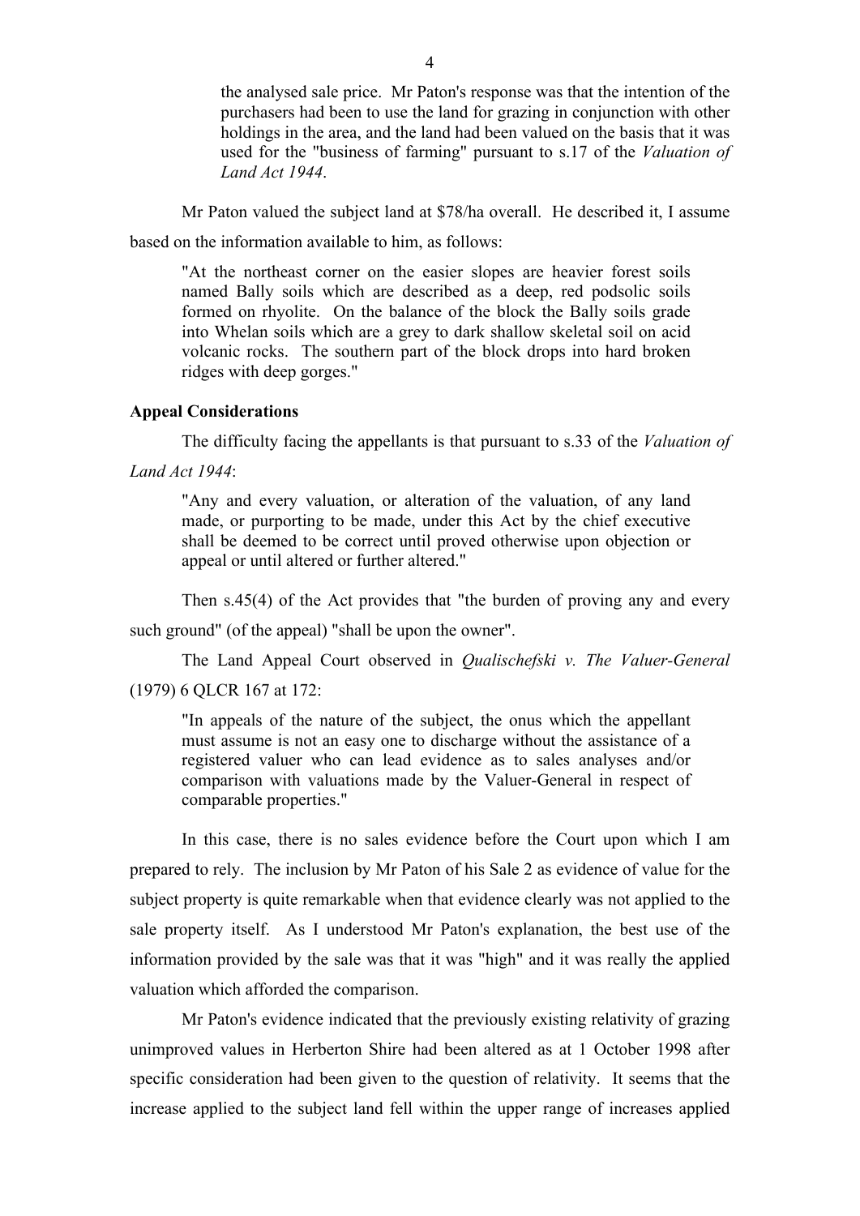> the analysed sale price. Mr Paton's response was that the intention of the purchasers had been to use the land for grazing in conjunction with other holdings in the area, and the land had been valued on the basis that it was used for the "business of farming" pursuant to s.17 of the *Valuation of Land Act 1944*.

Mr Paton valued the subject land at $78/ha overall. He described it, I assume based on the information available to him, as follows:

> "At the northeast corner on the easier slopes are heavier forest soils named Bally soils which are described as a deep, red podsolic soils formed on rhyolite. On the balance of the block the Bally soils grade into Whelan soils which are a grey to dark shallow skeletal soil on acid volcanic rocks. The southern part of the block drops into hard broken ridges with deep gorges."

**Appeal Considerations**

The difficulty facing the appellants is that pursuant to s.33 of the *Valuation of Land Act 1944*:

> "Any and every valuation, or alteration of the valuation, of any land made, or purporting to be made, under this Act by the chief executive shall be deemed to be correct until proved otherwise upon objection or appeal or until altered or further altered."

Then s.45(4) of the Act provides that "the burden of proving any and every such ground" (of the appeal) "shall be upon the owner".

The Land Appeal Court observed in *Qualischefski v. The Valuer-General* (1979) 6 QLCR 167 at 172:

> "In appeals of the nature of the subject, the onus which the appellant must assume is not an easy one to discharge without the assistance of a registered valuer who can lead evidence as to sales analyses and/or comparison with valuations made by the Valuer-General in respect of comparable properties."

In this case, there is no sales evidence before the Court upon which I am prepared to rely. The inclusion by Mr Paton of his Sale 2 as evidence of value for the subject property is quite remarkable when that evidence clearly was not applied to the sale property itself. As I understood Mr Paton's explanation, the best use of the information provided by the sale was that it was "high" and it was really the applied valuation which afforded the comparison.

Mr Paton's evidence indicated that the previously existing relativity of grazing unimproved values in Herberton Shire had been altered as at 1 October 1998 after specific consideration had been given to the question of relativity. It seems that the increase applied to the subject land fell within the upper range of increases applied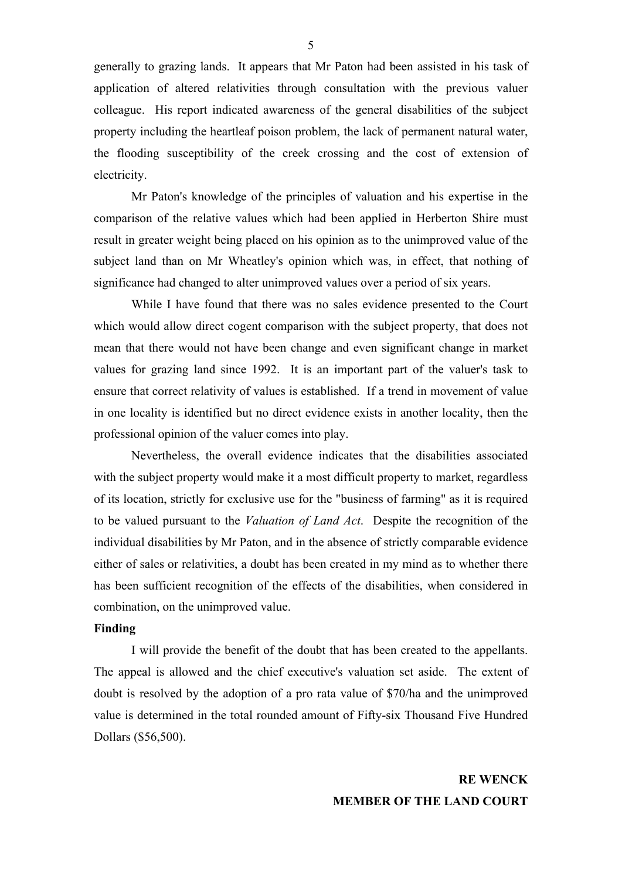generally to grazing lands. It appears that Mr Paton had been assisted in his task of application of altered relativities through consultation with the previous valuer colleague. His report indicated awareness of the general disabilities of the subject property including the heartleaf poison problem, the lack of permanent natural water, the flooding susceptibility of the creek crossing and the cost of extension of electricity.

Mr Paton's knowledge of the principles of valuation and his expertise in the comparison of the relative values which had been applied in Herberton Shire must result in greater weight being placed on his opinion as to the unimproved value of the subject land than on Mr Wheatley's opinion which was, in effect, that nothing of significance had changed to alter unimproved values over a period of six years.

While I have found that there was no sales evidence presented to the Court which would allow direct cogent comparison with the subject property, that does not mean that there would not have been change and even significant change in market values for grazing land since 1992. It is an important part of the valuer's task to ensure that correct relativity of values is established. If a trend in movement of value in one locality is identified but no direct evidence exists in another locality, then the professional opinion of the valuer comes into play.

Nevertheless, the overall evidence indicates that the disabilities associated with the subject property would make it a most difficult property to market, regardless of its location, strictly for exclusive use for the "business of farming" as it is required to be valued pursuant to the *Valuation of Land Act*. Despite the recognition of the individual disabilities by Mr Paton, and in the absence of strictly comparable evidence either of sales or relativities, a doubt has been created in my mind as to whether there has been sufficient recognition of the effects of the disabilities, when considered in combination, on the unimproved value.

**Finding**

I will provide the benefit of the doubt that has been created to the appellants. The appeal is allowed and the chief executive's valuation set aside. The extent of doubt is resolved by the adoption of a pro rata value of $70/ha and the unimproved value is determined in the total rounded amount of Fifty-six Thousand Five Hundred Dollars ($56,500).

**RE WENCK**
**MEMBER OF THE LAND COURT**